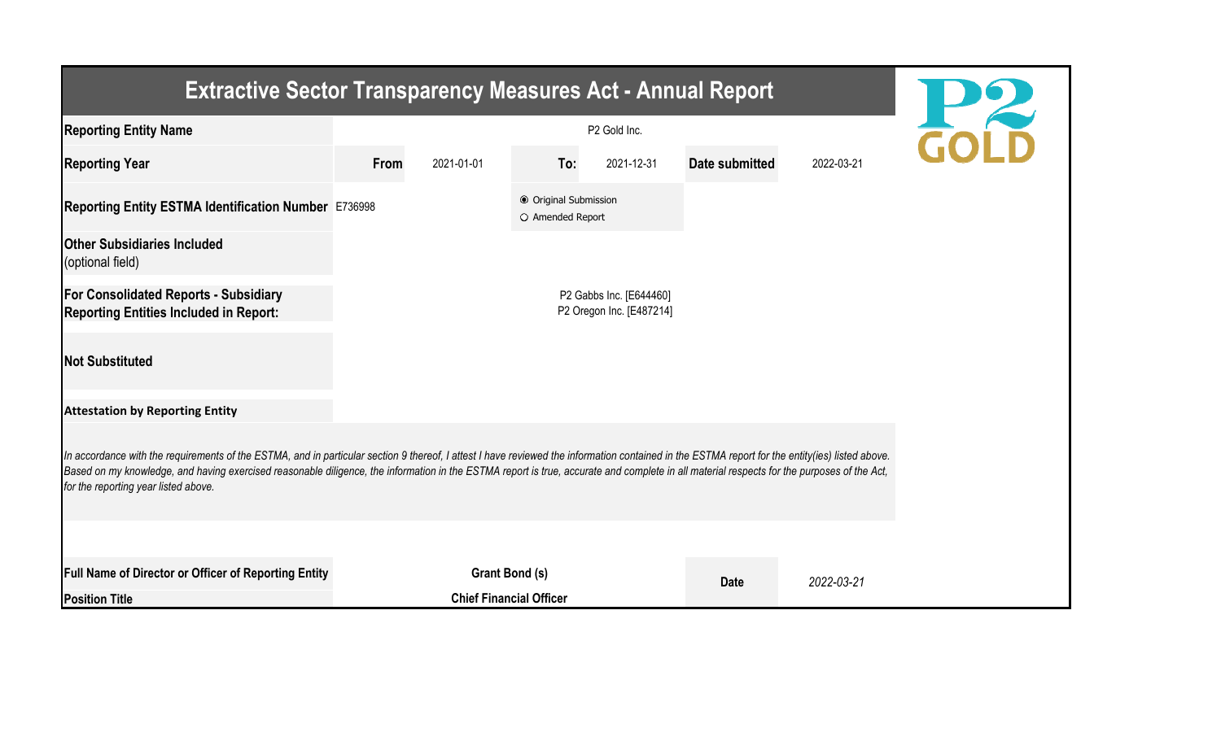# Extractive Sector Transparency Measures Act - Annual Report

| | | | | | | |
|---|---|---|---|---|---|---|
| **Reporting Entity Name** | P2 Gold Inc. | | | | | |
| **Reporting Year** | **From** | 2021-01-01 | **To:** | 2021-12-31 | **Date submitted** | 2022-03-21 |
| **Reporting Entity ESTMA Identification Number** | E736998 | | ◉ Original Submission<br>○ Amended Report | | | |
| **Other Subsidiaries Included** (optional field) | | | | | | |
| **For Consolidated Reports - Subsidiary Reporting Entities Included in Report:** | P2 Gabbs Inc. [E644460]<br>P2 Oregon Inc. [E487214] | | | | | |
| **Not Substituted** | | | | | | |

**Attestation by Reporting Entity**

*In accordance with the requirements of the ESTMA, and in particular section 9 thereof, I attest I have reviewed the information contained in the ESTMA report for the entity(ies) listed above. Based on my knowledge, and having exercised reasonable diligence, the information in the ESTMA report is true, accurate and complete in all material respects for the purposes of the Act, for the reporting year listed above.*

| | | | |
|---|---|---|---|
| **Full Name of Director or Officer of Reporting Entity** | **Grant Bond (s)** | **Date** | *2022-03-21* |
| **Position Title** | **Chief Financial Officer** | | |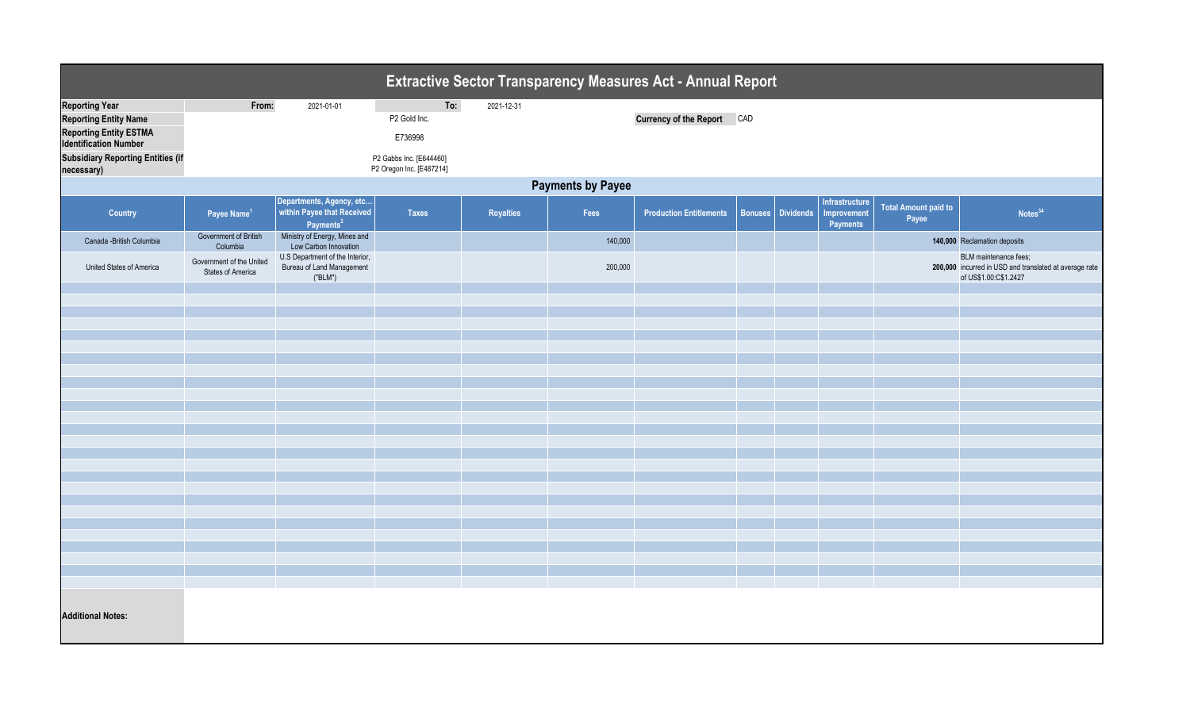# Extractive Sector Transparency Measures Act - Annual Report

| | | | | |
|---|---|---|---|---|
| **Reporting Year** | **From:** | 2021-01-01 | **To:** | 2021-12-31 |
| **Reporting Entity Name** | | P2 Gold Inc. | | **Currency of the Report** CAD |
| **Reporting Entity ESTMA Identification Number** | | E736998 | | |
| **Subsidiary Reporting Entities (if necessary)** | | P2 Gabbs Inc. [E644460]<br>P2 Oregon Inc. [E487214] | | |

## Payments by Payee

| Country | Payee Name[1] | Departments, Agency, etc... within Payee that Received Payments[2] | Taxes | Royalties | Fees | Production Entitlements | Bonuses | Dividends | Infrastructure Improvement Payments | Total Amount paid to Payee | Notes[34] |
|---|---|---|---|---|---|---|---|---|---|---|---|
| Canada -British Columbia | Government of British Columbia | Ministry of Energy, Mines and Low Carbon Innovation | | | 140,000 | | | | | **140,000** | Reclamation deposits |
| United States of America | Government of the United States of America | U.S Department of the Interior, Bureau of Land Management ("BLM") | | | 200,000 | | | | | **200,000** | BLM maintenance fees; incurred in USD and translated at average rate of US$1.00:C$1.2427 |

**Additional Notes:**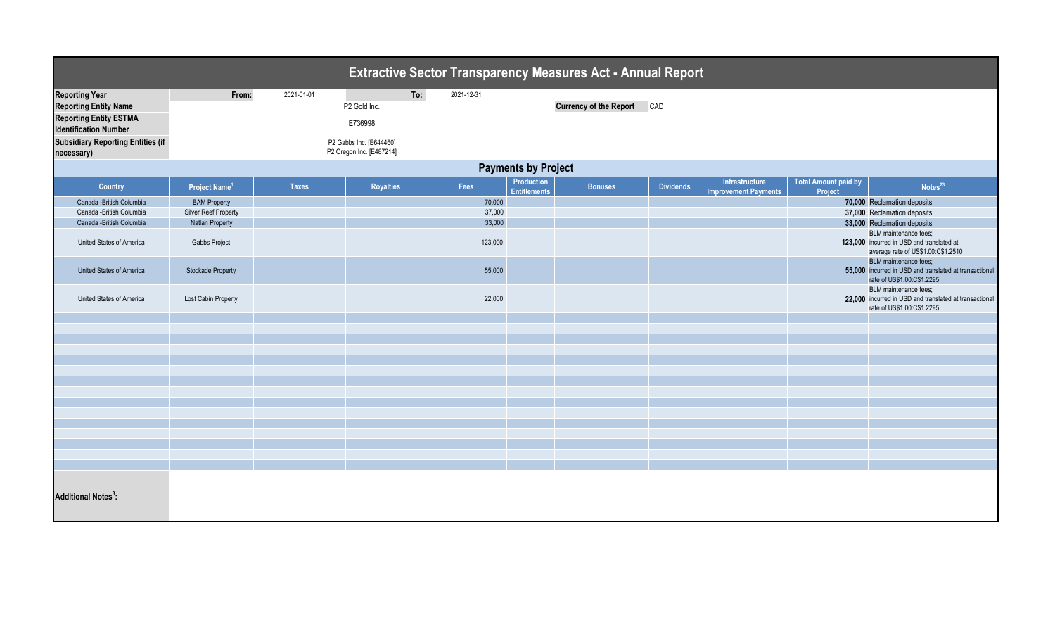# Extractive Sector Transparency Measures Act - Annual Report

| | | | |
|---|---|---|---|
| **Reporting Year** | From: 2021-01-01 | To: 2021-12-31 | |
| **Reporting Entity Name** | P2 Gold Inc. | **Currency of the Report** | CAD |
| **Reporting Entity ESTMA Identification Number** | E736998 | | |
| **Subsidiary Reporting Entities (if necessary)** | P2 Gabbs Inc. [E644460]<br>P2 Oregon Inc. [E487214] | | |

## Payments by Project

| Country | Project Name[1] | Taxes | Royalties | Fees | Production Entitlements | Bonuses | Dividends | Infrastructure Improvement Payments | Total Amount paid by Project | Notes[23] |
|---|---|---|---|---|---|---|---|---|---|---|
| Canada -British Columbia | BAM Property | | | 70,000 | | | | | **70,000** | Reclamation deposits |
| Canada -British Columbia | Silver Reef Property | | | 37,000 | | | | | **37,000** | Reclamation deposits |
| Canada -British Columbia | Natlan Property | | | 33,000 | | | | | **33,000** | Reclamation deposits |
| United States of America | Gabbs Project | | | 123,000 | | | | | **123,000** | BLM maintenance fees; incurred in USD and translated at average rate of US$1.00:C$1.2510 |
| United States of America | Stockade Property | | | 55,000 | | | | | **55,000** | BLM maintenance fees; incurred in USD and translated at transactional rate of US$1.00:C$1.2295 |
| United States of America | Lost Cabin Property | | | 22,000 | | | | | **22,000** | BLM maintenance fees; incurred in USD and translated at transactional rate of US$1.00:C$1.2295 |

**Additional Notes[3]:**